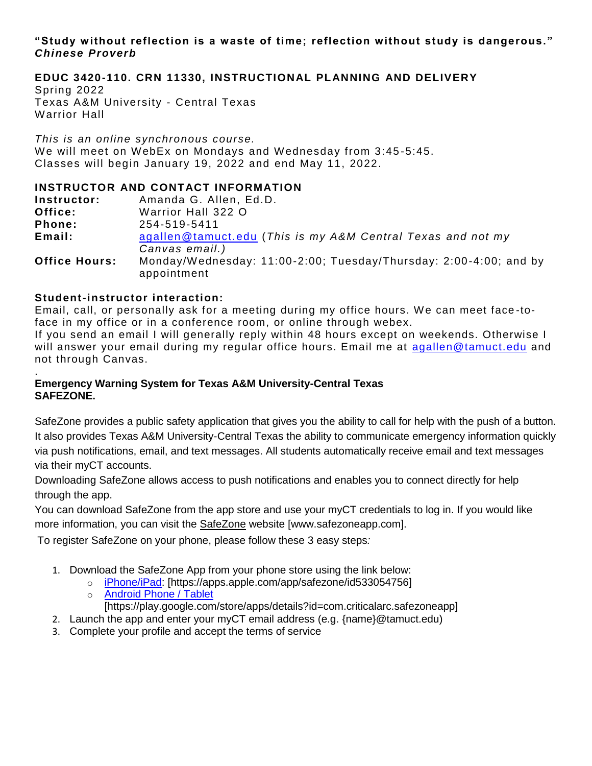**"Study without reflection is a waste of time; reflection without study is dangerous."**
***Chinese Proverb***

## EDUC 3420-110. CRN 11330, INSTRUCTIONAL PLANNING AND DELIVERY

Spring 2022
Texas A&M University - Central Texas
Warrior Hall

*This is an online synchronous course.*
We will meet on WebEx on Mondays and Wednesday from 3:45-5:45.
Classes will begin January 19, 2022 and end May 11, 2022.

## INSTRUCTOR AND CONTACT INFORMATION

| | |
|---|---|
| **Instructor:** | Amanda G. Allen, Ed.D. |
| **Office:** | Warrior Hall 322 O |
| **Phone:** | 254-519-5411 |
| **Email:** | agallen@tamuct.edu (*This is my A&M Central Texas and not my Canvas email.)* |
| **Office Hours:** | Monday/Wednesday: 11:00-2:00; Tuesday/Thursday: 2:00-4:00; and by appointment |

### Student-instructor interaction:

Email, call, or personally ask for a meeting during my office hours. We can meet face-to-face in my office or in a conference room, or online through webex.
If you send an email I will generally reply within 48 hours except on weekends. Otherwise I will answer your email during my regular office hours. Email me at agallen@tamuct.edu and not through Canvas.

.

### Emergency Warning System for Texas A&M University-Central Texas SAFEZONE.

SafeZone provides a public safety application that gives you the ability to call for help with the push of a button. It also provides Texas A&M University-Central Texas the ability to communicate emergency information quickly via push notifications, email, and text messages. All students automatically receive email and text messages via their myCT accounts.
Downloading SafeZone allows access to push notifications and enables you to connect directly for help through the app.
You can download SafeZone from the app store and use your myCT credentials to log in. If you would like more information, you can visit the SafeZone website [www.safezoneapp.com].

To register SafeZone on your phone, please follow these 3 easy steps*:*

1. Download the SafeZone App from your phone store using the link below:
   - iPhone/iPad: [https://apps.apple.com/app/safezone/id533054756]
   - Android Phone / Tablet [https://play.google.com/store/apps/details?id=com.criticalarc.safezoneapp]
2. Launch the app and enter your myCT email address (e.g. {name}@tamuct.edu)
3. Complete your profile and accept the terms of service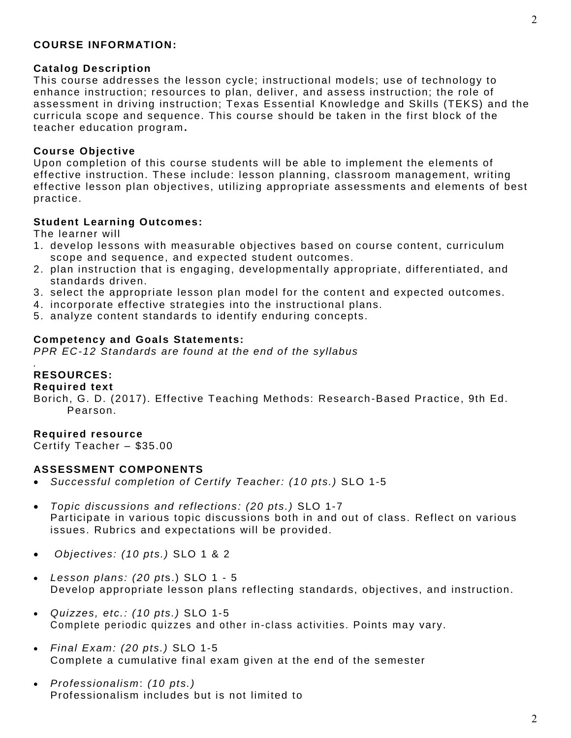## COURSE INFORMATION:

### Catalog Description

This course addresses the lesson cycle; instructional models; use of technology to enhance instruction; resources to plan, deliver, and assess instruction; the role of assessment in driving instruction; Texas Essential Knowledge and Skills (TEKS) and the curricula scope and sequence. This course should be taken in the first block of the teacher education program**.**

### Course Objective

Upon completion of this course students will be able to implement the elements of effective instruction. These include: lesson planning, classroom management, writing effective lesson plan objectives, utilizing appropriate assessments and elements of best practice.

### Student Learning Outcomes:

The learner will

1. develop lessons with measurable objectives based on course content, curriculum scope and sequence, and expected student outcomes.
2. plan instruction that is engaging, developmentally appropriate, differentiated, and standards driven.
3. select the appropriate lesson plan model for the content and expected outcomes.
4. incorporate effective strategies into the instructional plans.
5. analyze content standards to identify enduring concepts.

### Competency and Goals Statements:

*PPR EC-12 Standards are found at the end of the syllabus*

.

## RESOURCES:

### Required text

Borich, G. D. (2017). Effective Teaching Methods: Research-Based Practice, 9th Ed. Pearson.

### Required resource

Certify Teacher – $35.00

## ASSESSMENT COMPONENTS

- *Successful completion of Certify Teacher: (10 pts.)* SLO 1-5
- *Topic discussions and reflections: (20 pts.)* SLO 1-7
  Participate in various topic discussions both in and out of class. Reflect on various issues. Rubrics and expectations will be provided.
- *Objectives: (10 pts.)* SLO 1 & 2
- *Lesson plans: (20 pts*.) SLO 1 - 5
  Develop appropriate lesson plans reflecting standards, objectives, and instruction.
- *Quizzes, etc.: (10 pts.)* SLO 1-5
  Complete periodic quizzes and other in-class activities. Points may vary.
- *Final Exam: (20 pts.)* SLO 1-5
  Complete a cumulative final exam given at the end of the semester
- *Professionalism*: *(10 pts.)*
  Professionalism includes but is not limited to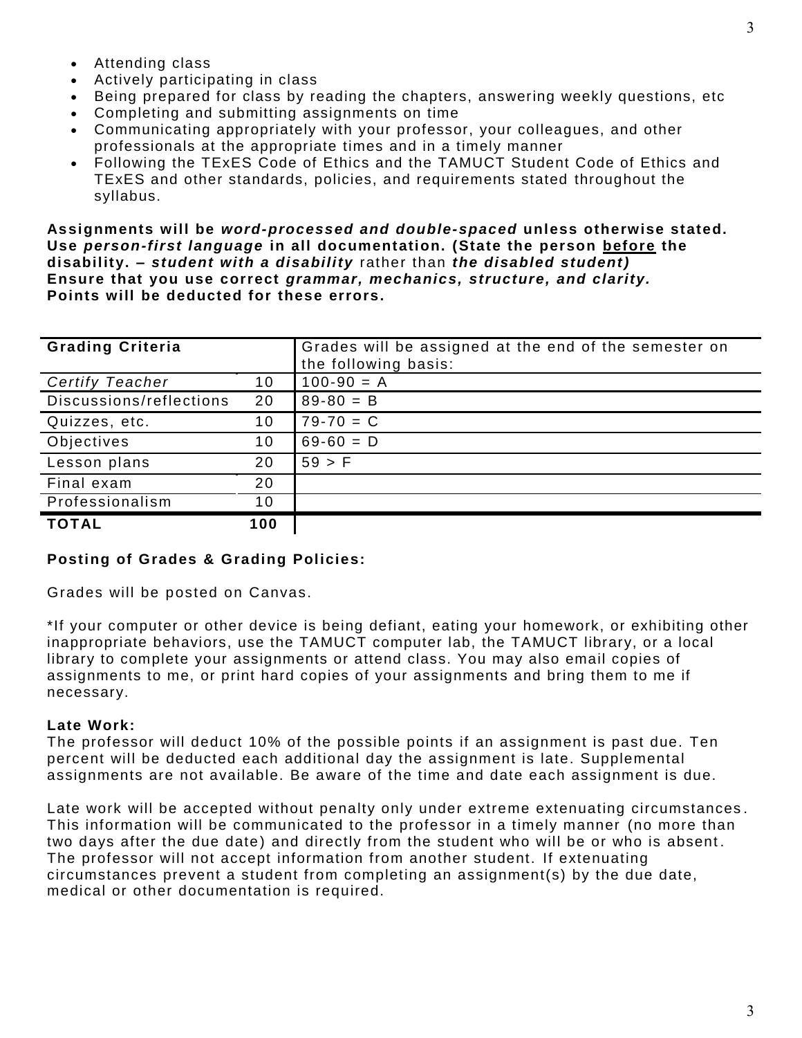- Attending class
- Actively participating in class
- Being prepared for class by reading the chapters, answering weekly questions, etc
- Completing and submitting assignments on time
- Communicating appropriately with your professor, your colleagues, and other professionals at the appropriate times and in a timely manner
- Following the TExES Code of Ethics and the TAMUCT Student Code of Ethics and TExES and other standards, policies, and requirements stated throughout the syllabus.

**Assignments will be *word-processed and double-spaced* unless otherwise stated. Use *person-first language* in all documentation. (State the person <u>before</u> the disability. – *student with a disability*** rather than ***the disabled student)***
**Ensure that you use correct *grammar, mechanics, structure, and clarity.***
**Points will be deducted for these errors.**

| **Grading Criteria** | | Grades will be assigned at the end of the semester on the following basis: |
|---|---|---|
| *Certify Teacher* | 10 | 100-90 = A |
| Discussions/reflections | 20 | 89-80 = B |
| Quizzes, etc. | 10 | 79-70 = C |
| Objectives | 10 | 69-60 = D |
| Lesson plans | 20 | 59 > F |
| Final exam | 20 | |
| Professionalism | 10 | |
| **TOTAL** | **100** | |

**Posting of Grades & Grading Policies:**

Grades will be posted on Canvas.

*If your computer or other device is being defiant, eating your homework, or exhibiting other inappropriate behaviors, use the TAMUCT computer lab, the TAMUCT library, or a local library to complete your assignments or attend class. You may also email copies of assignments to me, or print hard copies of your assignments and bring them to me if necessary.

**Late Work:**
The professor will deduct 10% of the possible points if an assignment is past due. Ten percent will be deducted each additional day the assignment is late. Supplemental assignments are not available. Be aware of the time and date each assignment is due.

Late work will be accepted without penalty only under extreme extenuating circumstances. This information will be communicated to the professor in a timely manner (no more than two days after the due date) and directly from the student who will be or who is absent. The professor will not accept information from another student. If extenuating circumstances prevent a student from completing an assignment(s) by the due date, medical or other documentation is required.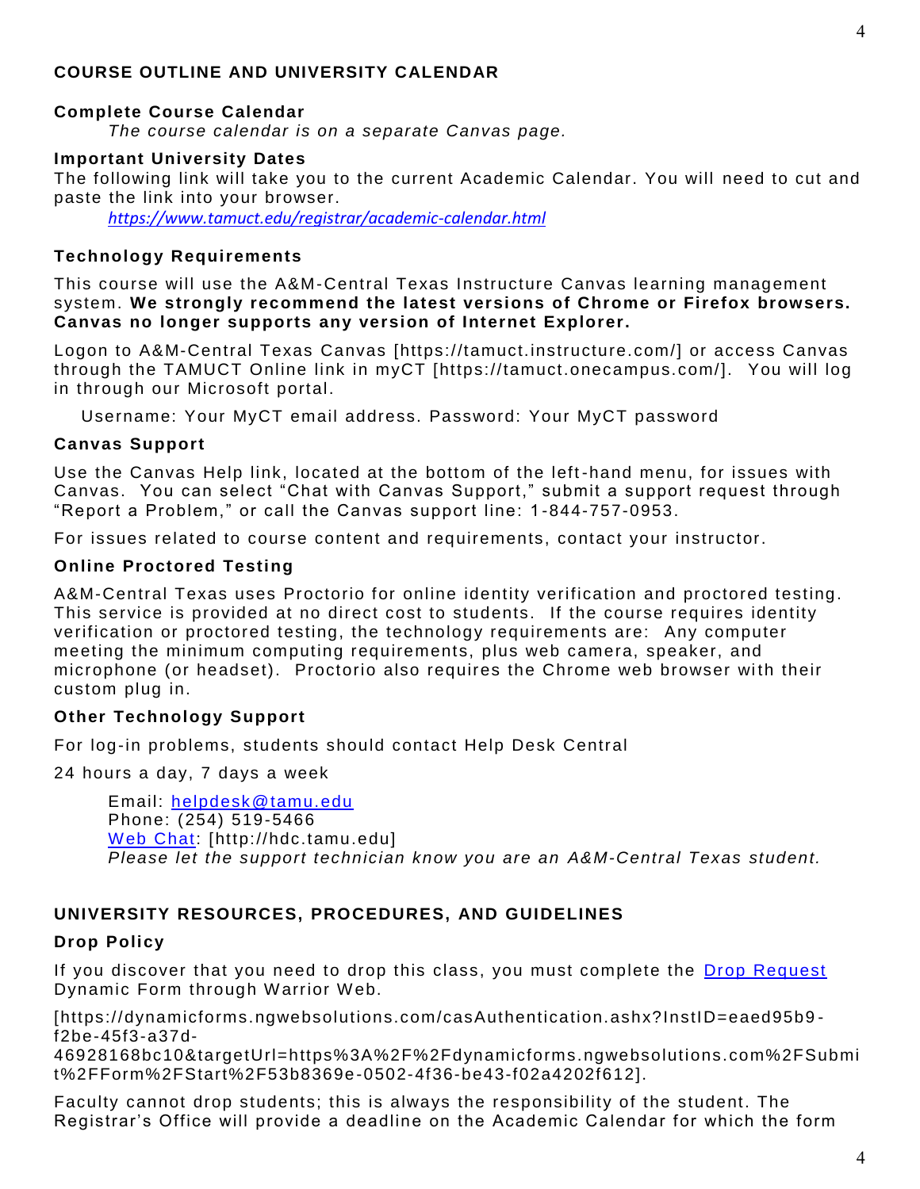## COURSE OUTLINE AND UNIVERSITY CALENDAR

### Complete Course Calendar

*The course calendar is on a separate Canvas page.*

### Important University Dates

The following link will take you to the current Academic Calendar. You will need to cut and paste the link into your browser.

*https://www.tamuct.edu/registrar/academic-calendar.html*

### Technology Requirements

This course will use the A&M-Central Texas Instructure Canvas learning management system. **We strongly recommend the latest versions of Chrome or Firefox browsers. Canvas no longer supports any version of Internet Explorer.**

Logon to A&M-Central Texas Canvas [https://tamuct.instructure.com/] or access Canvas through the TAMUCT Online link in myCT [https://tamuct.onecampus.com/]. You will log in through our Microsoft portal.

Username: Your MyCT email address. Password: Your MyCT password

### Canvas Support

Use the Canvas Help link, located at the bottom of the left-hand menu, for issues with Canvas. You can select "Chat with Canvas Support," submit a support request through "Report a Problem," or call the Canvas support line: 1-844-757-0953.

For issues related to course content and requirements, contact your instructor.

### Online Proctored Testing

A&M-Central Texas uses Proctorio for online identity verification and proctored testing. This service is provided at no direct cost to students. If the course requires identity verification or proctored testing, the technology requirements are: Any computer meeting the minimum computing requirements, plus web camera, speaker, and microphone (or headset). Proctorio also requires the Chrome web browser with their custom plug in.

### Other Technology Support

For log-in problems, students should contact Help Desk Central

24 hours a day, 7 days a week

Email: helpdesk@tamu.edu
Phone: (254) 519-5466
Web Chat: [http://hdc.tamu.edu]
*Please let the support technician know you are an A&M-Central Texas student.*

## UNIVERSITY RESOURCES, PROCEDURES, AND GUIDELINES

### Drop Policy

If you discover that you need to drop this class, you must complete the Drop Request Dynamic Form through Warrior Web.

[https://dynamicforms.ngwebsolutions.com/casAuthentication.ashx?InstID=eaed95b9-f2be-45f3-a37d-46928168bc10&targetUrl=https%3A%2F%2Fdynamicforms.ngwebsolutions.com%2FSubmit%2FForm%2FStart%2F53b8369e-0502-4f36-be43-f02a4202f612].

Faculty cannot drop students; this is always the responsibility of the student. The Registrar's Office will provide a deadline on the Academic Calendar for which the form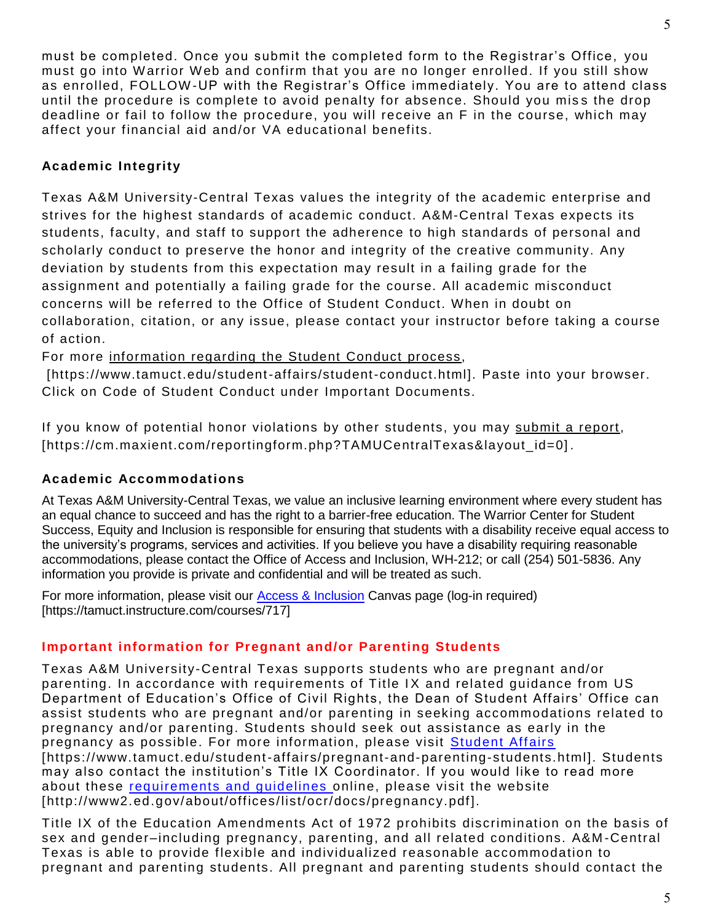must be completed. Once you submit the completed form to the Registrar's Office, you must go into Warrior Web and confirm that you are no longer enrolled. If you still show as enrolled, FOLLOW-UP with the Registrar's Office immediately. You are to attend class until the procedure is complete to avoid penalty for absence. Should you miss the drop deadline or fail to follow the procedure, you will receive an F in the course, which may affect your financial aid and/or VA educational benefits.

### Academic Integrity

Texas A&M University-Central Texas values the integrity of the academic enterprise and strives for the highest standards of academic conduct. A&M-Central Texas expects its students, faculty, and staff to support the adherence to high standards of personal and scholarly conduct to preserve the honor and integrity of the creative community. Any deviation by students from this expectation may result in a failing grade for the assignment and potentially a failing grade for the course. All academic misconduct concerns will be referred to the Office of Student Conduct. When in doubt on collaboration, citation, or any issue, please contact your instructor before taking a course of action.

For more information regarding the Student Conduct process, [https://www.tamuct.edu/student-affairs/student-conduct.html]. Paste into your browser. Click on Code of Student Conduct under Important Documents.

If you know of potential honor violations by other students, you may submit a report, [https://cm.maxient.com/reportingform.php?TAMUCentralTexas&layout_id=0].

### Academic Accommodations

At Texas A&M University-Central Texas, we value an inclusive learning environment where every student has an equal chance to succeed and has the right to a barrier-free education. The Warrior Center for Student Success, Equity and Inclusion is responsible for ensuring that students with a disability receive equal access to the university's programs, services and activities. If you believe you have a disability requiring reasonable accommodations, please contact the Office of Access and Inclusion, WH-212; or call (254) 501-5836. Any information you provide is private and confidential and will be treated as such.

For more information, please visit our Access & Inclusion Canvas page (log-in required) [https://tamuct.instructure.com/courses/717]

### Important information for Pregnant and/or Parenting Students

Texas A&M University-Central Texas supports students who are pregnant and/or parenting. In accordance with requirements of Title IX and related guidance from US Department of Education's Office of Civil Rights, the Dean of Student Affairs' Office can assist students who are pregnant and/or parenting in seeking accommodations related to pregnancy and/or parenting. Students should seek out assistance as early in the pregnancy as possible. For more information, please visit Student Affairs [https://www.tamuct.edu/student-affairs/pregnant-and-parenting-students.html]. Students may also contact the institution's Title IX Coordinator. If you would like to read more about these requirements and guidelines online, please visit the website [http://www2.ed.gov/about/offices/list/ocr/docs/pregnancy.pdf].

Title IX of the Education Amendments Act of 1972 prohibits discrimination on the basis of sex and gender–including pregnancy, parenting, and all related conditions. A&M-Central Texas is able to provide flexible and individualized reasonable accommodation to pregnant and parenting students. All pregnant and parenting students should contact the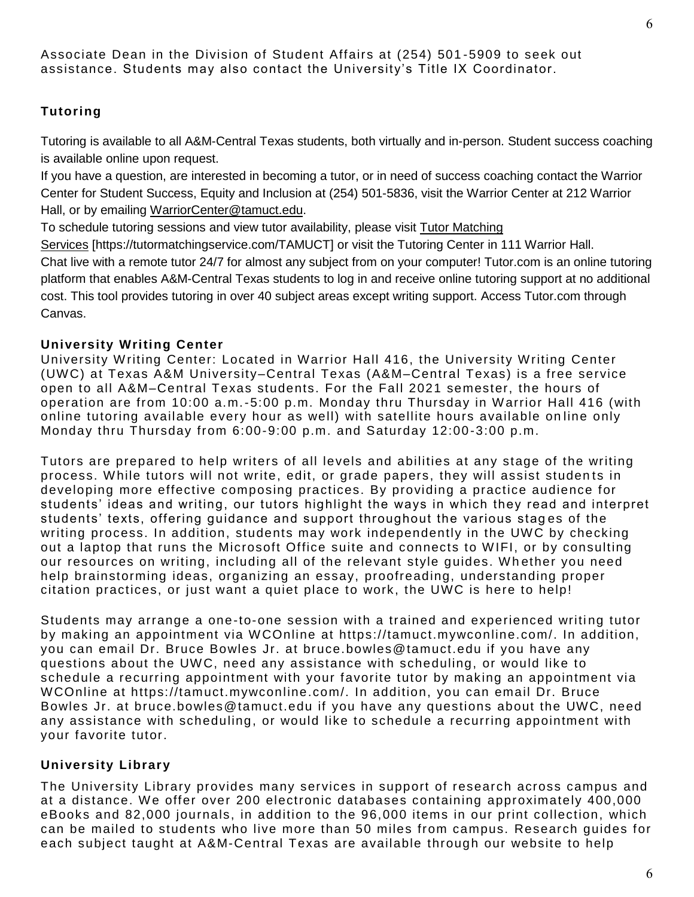Associate Dean in the Division of Student Affairs at (254) 501-5909 to seek out assistance. Students may also contact the University's Title IX Coordinator.

### Tutoring

Tutoring is available to all A&M-Central Texas students, both virtually and in-person. Student success coaching is available online upon request.

If you have a question, are interested in becoming a tutor, or in need of success coaching contact the Warrior Center for Student Success, Equity and Inclusion at (254) 501-5836, visit the Warrior Center at 212 Warrior Hall, or by emailing WarriorCenter@tamuct.edu.

To schedule tutoring sessions and view tutor availability, please visit Tutor Matching Services [https://tutormatchingservice.com/TAMUCT] or visit the Tutoring Center in 111 Warrior Hall.

Chat live with a remote tutor 24/7 for almost any subject from on your computer! Tutor.com is an online tutoring platform that enables A&M-Central Texas students to log in and receive online tutoring support at no additional cost. This tool provides tutoring in over 40 subject areas except writing support. Access Tutor.com through Canvas.

### University Writing Center

University Writing Center: Located in Warrior Hall 416, the University Writing Center (UWC) at Texas A&M University–Central Texas (A&M–Central Texas) is a free service open to all A&M–Central Texas students. For the Fall 2021 semester, the hours of operation are from 10:00 a.m.-5:00 p.m. Monday thru Thursday in Warrior Hall 416 (with online tutoring available every hour as well) with satellite hours available online only Monday thru Thursday from 6:00-9:00 p.m. and Saturday 12:00-3:00 p.m.

Tutors are prepared to help writers of all levels and abilities at any stage of the writing process. While tutors will not write, edit, or grade papers, they will assist students in developing more effective composing practices. By providing a practice audience for students' ideas and writing, our tutors highlight the ways in which they read and interpret students' texts, offering guidance and support throughout the various stages of the writing process. In addition, students may work independently in the UWC by checking out a laptop that runs the Microsoft Office suite and connects to WIFI, or by consulting our resources on writing, including all of the relevant style guides. Whether you need help brainstorming ideas, organizing an essay, proofreading, understanding proper citation practices, or just want a quiet place to work, the UWC is here to help!

Students may arrange a one-to-one session with a trained and experienced writing tutor by making an appointment via WCOnline at https://tamuct.mywconline.com/. In addition, you can email Dr. Bruce Bowles Jr. at bruce.bowles@tamuct.edu if you have any questions about the UWC, need any assistance with scheduling, or would like to schedule a recurring appointment with your favorite tutor by making an appointment via WCOnline at https://tamuct.mywconline.com/. In addition, you can email Dr. Bruce Bowles Jr. at bruce.bowles@tamuct.edu if you have any questions about the UWC, need any assistance with scheduling, or would like to schedule a recurring appointment with your favorite tutor.

### University Library

The University Library provides many services in support of research across campus and at a distance. We offer over 200 electronic databases containing approximately 400,000 eBooks and 82,000 journals, in addition to the 96,000 items in our print collection, which can be mailed to students who live more than 50 miles from campus. Research guides for each subject taught at A&M-Central Texas are available through our website to help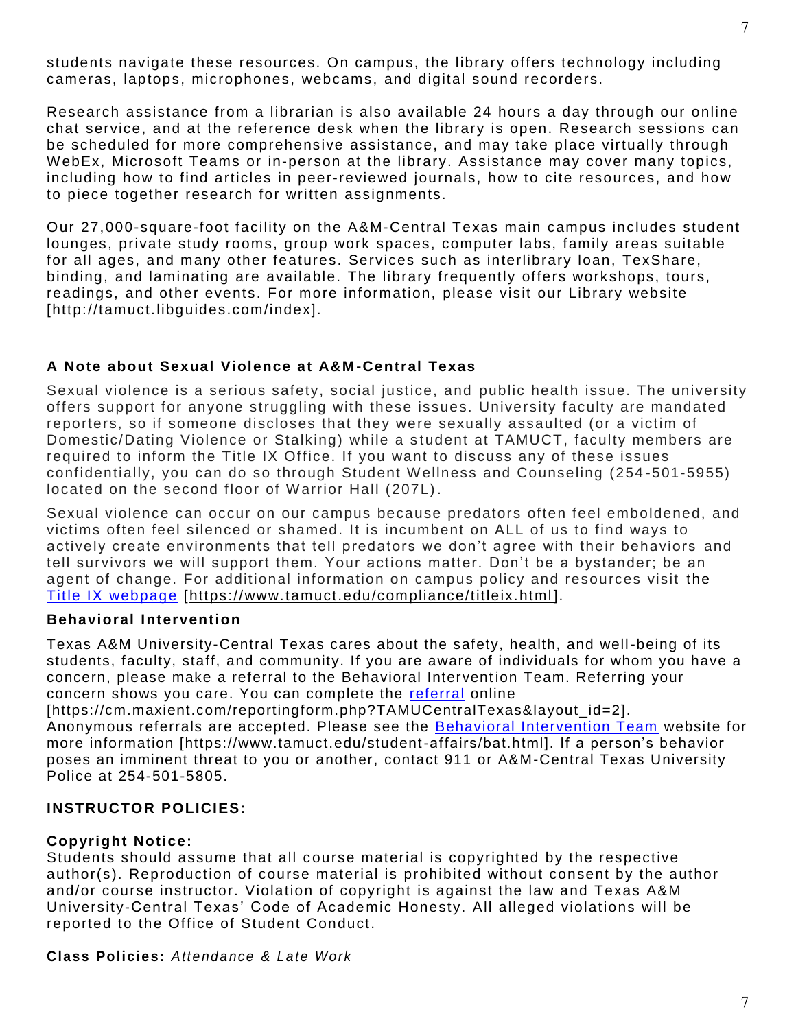students navigate these resources. On campus, the library offers technology including cameras, laptops, microphones, webcams, and digital sound recorders.

Research assistance from a librarian is also available 24 hours a day through our online chat service, and at the reference desk when the library is open. Research sessions can be scheduled for more comprehensive assistance, and may take place virtually through WebEx, Microsoft Teams or in-person at the library. Assistance may cover many topics, including how to find articles in peer-reviewed journals, how to cite resources, and how to piece together research for written assignments.

Our 27,000-square-foot facility on the A&M-Central Texas main campus includes student lounges, private study rooms, group work spaces, computer labs, family areas suitable for all ages, and many other features. Services such as interlibrary loan, TexShare, binding, and laminating are available. The library frequently offers workshops, tours, readings, and other events. For more information, please visit our Library website [http://tamuct.libguides.com/index].

### A Note about Sexual Violence at A&M-Central Texas

Sexual violence is a serious safety, social justice, and public health issue. The university offers support for anyone struggling with these issues. University faculty are mandated reporters, so if someone discloses that they were sexually assaulted (or a victim of Domestic/Dating Violence or Stalking) while a student at TAMUCT, faculty members are required to inform the Title IX Office. If you want to discuss any of these issues confidentially, you can do so through Student Wellness and Counseling (254-501-5955) located on the second floor of Warrior Hall (207L).

Sexual violence can occur on our campus because predators often feel emboldened, and victims often feel silenced or shamed. It is incumbent on ALL of us to find ways to actively create environments that tell predators we don't agree with their behaviors and tell survivors we will support them. Your actions matter. Don't be a bystander; be an agent of change. For additional information on campus policy and resources visit the Title IX webpage [https://www.tamuct.edu/compliance/titleix.html].

### Behavioral Intervention

Texas A&M University-Central Texas cares about the safety, health, and well-being of its students, faculty, staff, and community. If you are aware of individuals for whom you have a concern, please make a referral to the Behavioral Intervention Team. Referring your concern shows you care. You can complete the referral online [https://cm.maxient.com/reportingform.php?TAMUCentralTexas&layout_id=2]. Anonymous referrals are accepted. Please see the Behavioral Intervention Team website for more information [https://www.tamuct.edu/student-affairs/bat.html]. If a person's behavior poses an imminent threat to you or another, contact 911 or A&M-Central Texas University Police at 254-501-5805.

## INSTRUCTOR POLICIES:

### Copyright Notice:

Students should assume that all course material is copyrighted by the respective author(s). Reproduction of course material is prohibited without consent by the author and/or course instructor. Violation of copyright is against the law and Texas A&M University-Central Texas' Code of Academic Honesty. All alleged violations will be reported to the Office of Student Conduct.

**Class Policies:** *Attendance & Late Work*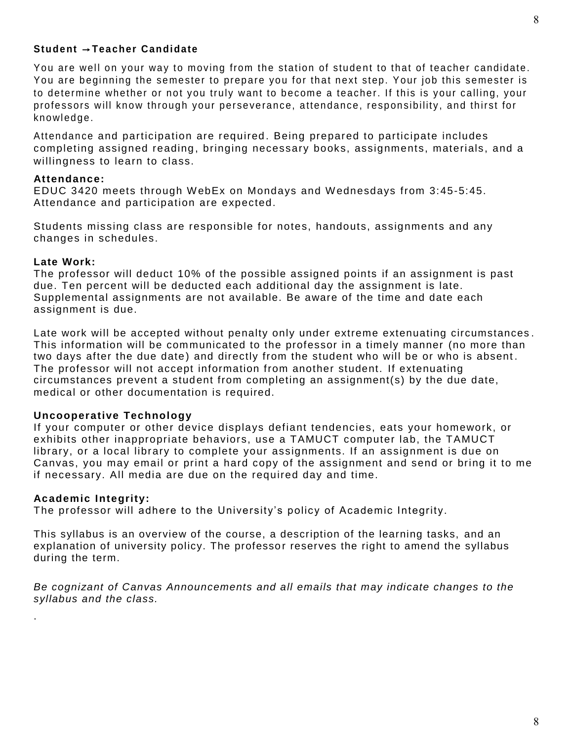**Student →Teacher Candidate**

You are well on your way to moving from the station of student to that of teacher candidate. You are beginning the semester to prepare you for that next step. Your job this semester is to determine whether or not you truly want to become a teacher. If this is your calling, your professors will know through your perseverance, attendance, responsibility, and thirst for knowledge.

Attendance and participation are required. Being prepared to participate includes completing assigned reading, bringing necessary books, assignments, materials, and a willingness to learn to class.

**Attendance:**
EDUC 3420 meets through WebEx on Mondays and Wednesdays from 3:45-5:45. Attendance and participation are expected.

Students missing class are responsible for notes, handouts, assignments and any changes in schedules.

**Late Work:**
The professor will deduct 10% of the possible assigned points if an assignment is past due. Ten percent will be deducted each additional day the assignment is late. Supplemental assignments are not available. Be aware of the time and date each assignment is due.

Late work will be accepted without penalty only under extreme extenuating circumstances. This information will be communicated to the professor in a timely manner (no more than two days after the due date) and directly from the student who will be or who is absent. The professor will not accept information from another student. If extenuating circumstances prevent a student from completing an assignment(s) by the due date, medical or other documentation is required.

**Uncooperative Technology**
If your computer or other device displays defiant tendencies, eats your homework, or exhibits other inappropriate behaviors, use a TAMUCT computer lab, the TAMUCT library, or a local library to complete your assignments. If an assignment is due on Canvas, you may email or print a hard copy of the assignment and send or bring it to me if necessary. All media are due on the required day and time.

**Academic Integrity:**
The professor will adhere to the University's policy of Academic Integrity.

This syllabus is an overview of the course, a description of the learning tasks, and an explanation of university policy. The professor reserves the right to amend the syllabus during the term.

*Be cognizant of Canvas Announcements and all emails that may indicate changes to the syllabus and the class.*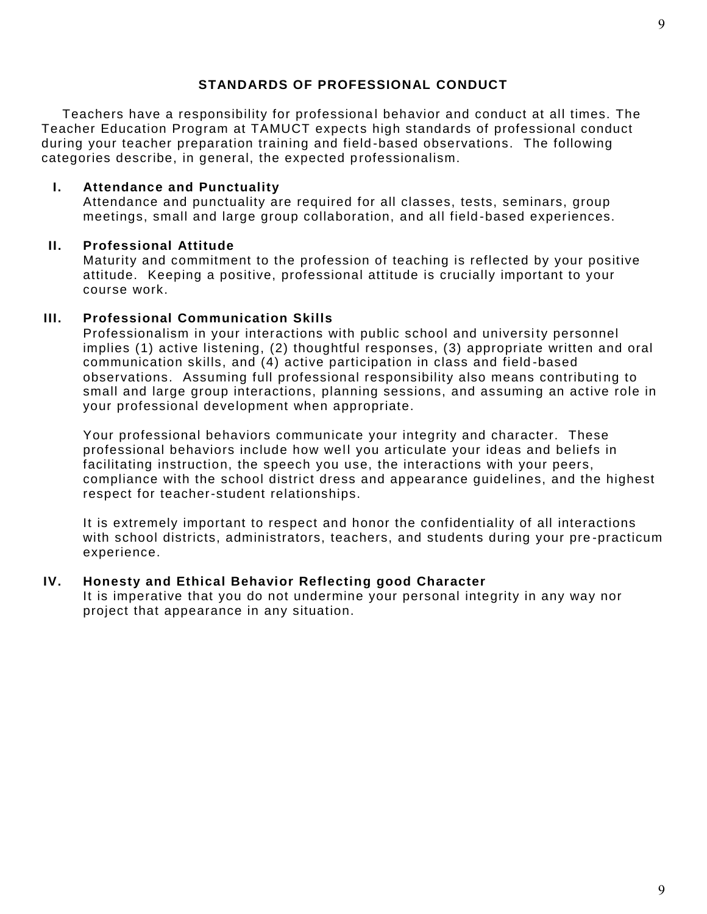## STANDARDS OF PROFESSIONAL CONDUCT

Teachers have a responsibility for professional behavior and conduct at all times. The Teacher Education Program at TAMUCT expects high standards of professional conduct during your teacher preparation training and field-based observations. The following categories describe, in general, the expected professionalism.

### I. Attendance and Punctuality

Attendance and punctuality are required for all classes, tests, seminars, group meetings, small and large group collaboration, and all field-based experiences.

### II. Professional Attitude

Maturity and commitment to the profession of teaching is reflected by your positive attitude. Keeping a positive, professional attitude is crucially important to your course work.

### III. Professional Communication Skills

Professionalism in your interactions with public school and university personnel implies (1) active listening, (2) thoughtful responses, (3) appropriate written and oral communication skills, and (4) active participation in class and field-based observations. Assuming full professional responsibility also means contributing to small and large group interactions, planning sessions, and assuming an active role in your professional development when appropriate.

Your professional behaviors communicate your integrity and character. These professional behaviors include how well you articulate your ideas and beliefs in facilitating instruction, the speech you use, the interactions with your peers, compliance with the school district dress and appearance guidelines, and the highest respect for teacher-student relationships.

It is extremely important to respect and honor the confidentiality of all interactions with school districts, administrators, teachers, and students during your pre-practicum experience.

### IV. Honesty and Ethical Behavior Reflecting good Character

It is imperative that you do not undermine your personal integrity in any way nor project that appearance in any situation.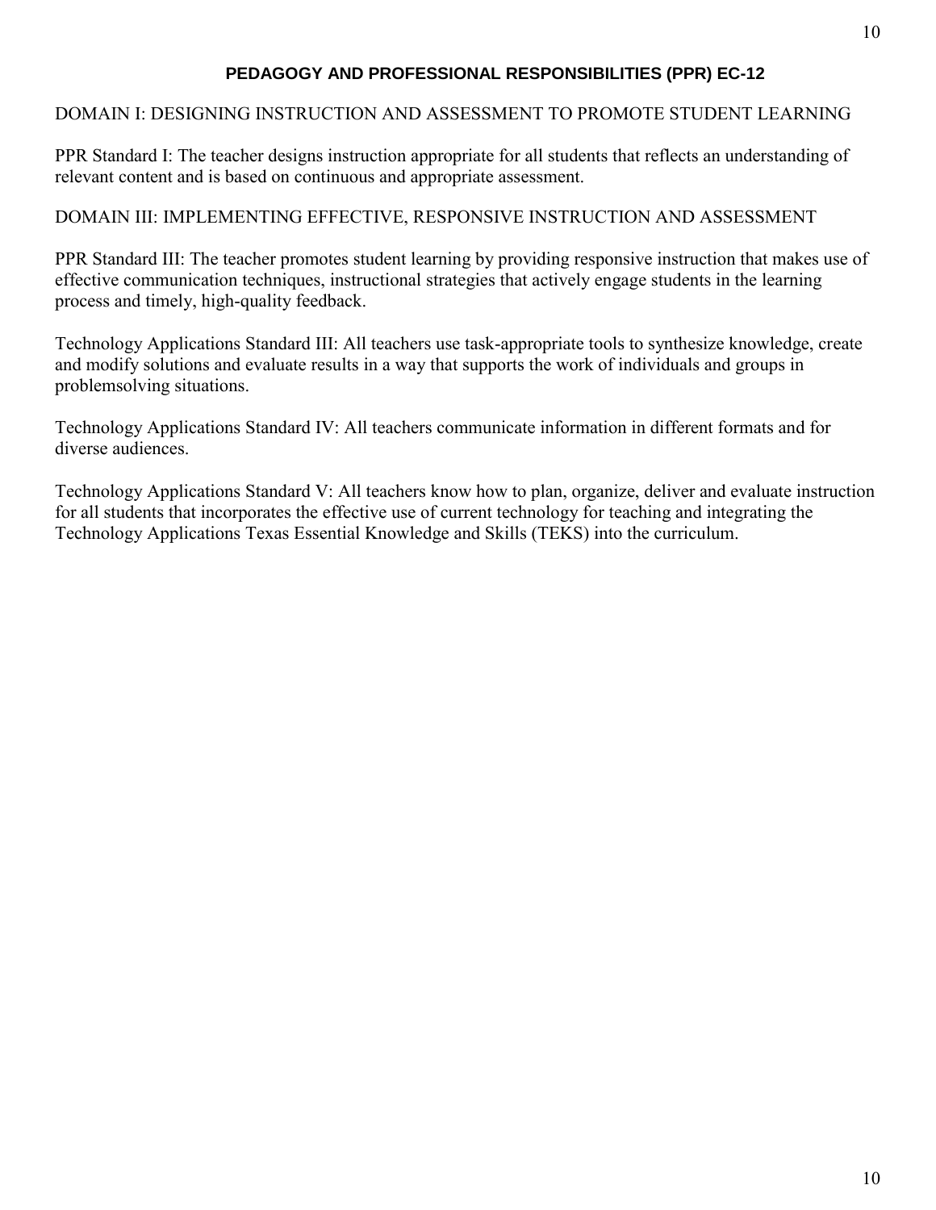**PEDAGOGY AND PROFESSIONAL RESPONSIBILITIES (PPR) EC-12**

DOMAIN I: DESIGNING INSTRUCTION AND ASSESSMENT TO PROMOTE STUDENT LEARNING

PPR Standard I: The teacher designs instruction appropriate for all students that reflects an understanding of relevant content and is based on continuous and appropriate assessment.

DOMAIN III: IMPLEMENTING EFFECTIVE, RESPONSIVE INSTRUCTION AND ASSESSMENT

PPR Standard III: The teacher promotes student learning by providing responsive instruction that makes use of effective communication techniques, instructional strategies that actively engage students in the learning process and timely, high-quality feedback.

Technology Applications Standard III: All teachers use task-appropriate tools to synthesize knowledge, create and modify solutions and evaluate results in a way that supports the work of individuals and groups in problemsolving situations.

Technology Applications Standard IV: All teachers communicate information in different formats and for diverse audiences.

Technology Applications Standard V: All teachers know how to plan, organize, deliver and evaluate instruction for all students that incorporates the effective use of current technology for teaching and integrating the Technology Applications Texas Essential Knowledge and Skills (TEKS) into the curriculum.